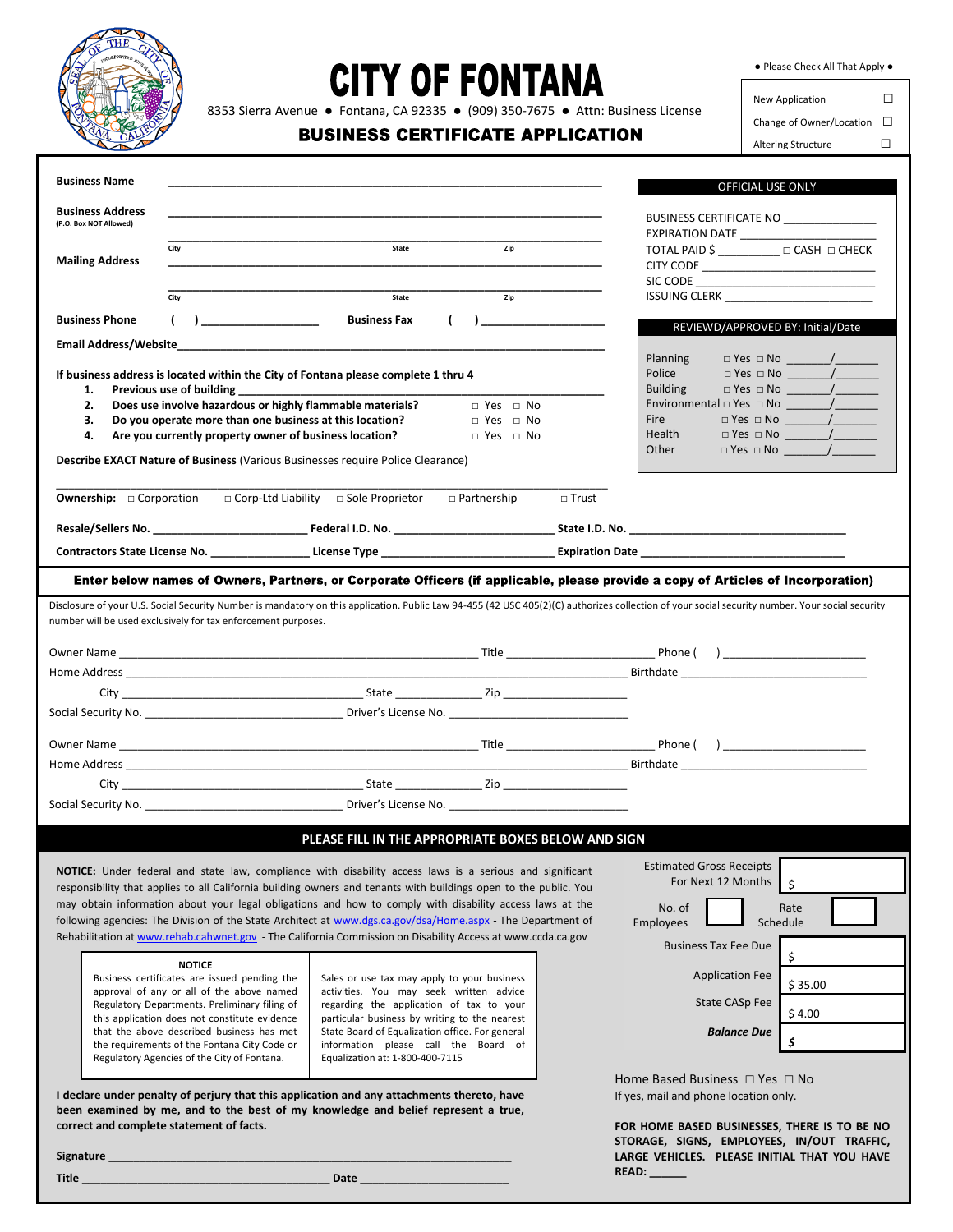# CITY OF FONTANA

8353 Sierra Avenue ● Fontana, CA 92335 ● (909) 350-7675 ● Attn: Business License

## BUSINESS CERTIFICATE APPLICATION

● Please Check All That Apply ●

- New Application ☐
- Change of Owner/Location ☐
- Altering Structure ☐

**Business Name** ______________________________________________

**Business Address** (P.O. Box NOT Allowed) ______________________________________________

City ______________ State ______________ Zip ______________

**Mailing Address** ______________________________________________

City ______________ State ______________ Zip ______________

**Business Phone** ( ) __________________ **Business Fax** ( ) __________________

**Email Address/Website** ______________________________________________

**If business address is located within the City of Fontana please complete 1 thru 4**

1. **Previous use of building** ______________________________
2. **Does use involve hazardous or highly flammable materials?** □ Yes □ No
3. **Do you operate more than one business at this location?** □ Yes □ No
4. **Are you currently property owner of business location?** □ Yes □ No

**Describe EXACT Nature of Business** (Various Businesses require Police Clearance)

______________________________________________

**OFFICIAL USE ONLY**

BUSINESS CERTIFICATE NO ______________
EXPIRATION DATE ______________
TOTAL PAID $ __________ □ CASH □ CHECK
CITY CODE ______________
SIC CODE ______________
ISSUING CLERK ______________

**REVIEWD/APPROVED BY: Initial/Date**

| Department | Approved | Initial/Date |
|---|---|---|
| Planning | □ Yes □ No | _______/_______ |
| Police | □ Yes □ No | _______/_______ |
| Building | □ Yes □ No | _______/_______ |
| Environmental | □ Yes □ No | _______/_______ |
| Fire | □ Yes □ No | _______/_______ |
| Health | □ Yes □ No | _______/_______ |
| Other | □ Yes □ No | _______/_______ |

**Ownership:** □ Corporation □ Corp-Ltd Liability □ Sole Proprietor □ Partnership □ Trust

**Resale/Sellers No.** ______________ **Federal I.D. No.** ______________ **State I.D. No.** ______________

**Contractors State License No.** ______________ **License Type** ______________ **Expiration Date** ______________

### Enter below names of Owners, Partners, or Corporate Officers (if applicable, please provide a copy of Articles of Incorporation)

Disclosure of your U.S. Social Security Number is mandatory on this application. Public Law 94-455 (42 USC 405(2)(C) authorizes collection of your social security number. Your social security number will be used exclusively for tax enforcement purposes.

Owner Name ______________________ Title ______________ Phone ( ) ______________
Home Address ______________________________ Birthdate ______________
City ______________ State ______________ Zip ______________
Social Security No. ______________ Driver's License No. ______________

Owner Name ______________________ Title ______________ Phone ( ) ______________
Home Address ______________________________ Birthdate ______________
City ______________ State ______________ Zip ______________
Social Security No. ______________ Driver's License No. ______________

### PLEASE FILL IN THE APPROPRIATE BOXES BELOW AND SIGN

**NOTICE:** Under federal and state law, compliance with disability access laws is a serious and significant responsibility that applies to all California building owners and tenants with buildings open to the public. You may obtain information about your legal obligations and how to comply with disability access laws at the following agencies: The Division of the State Architect at www.dgs.ca.gov/dsa/Home.aspx - The Department of Rehabilitation at www.rehab.cahwnet.gov - The California Commission on Disability Access at www.ccda.ca.gov

| NOTICE | |
|---|---|
| Business certificates are issued pending the approval of any or all of the above named Regulatory Departments. Preliminary filing of this application does not constitute evidence that the above described business has met the requirements of the Fontana City Code or Regulatory Agencies of the City of Fontana. | Sales or use tax may apply to your business activities. You may seek written advice regarding the application of tax to your particular business by writing to the nearest State Board of Equalization office. For general information please call the Board of Equalization at: 1-800-400-7115 |

Estimated Gross Receipts For Next 12 Months $ ______

No. of Employees ______ Rate Schedule ______

| | |
|---|---|
| Business Tax Fee Due | $ |
| Application Fee | $ 35.00 |
| State CASp Fee | $ 4.00 |
| ***Balance Due*** | $ |

Home Based Business □ Yes □ No
If yes, mail and phone location only.

**FOR HOME BASED BUSINESSES, THERE IS TO BE NO STORAGE, SIGNS, EMPLOYEES, IN/OUT TRAFFIC, LARGE VEHICLES. PLEASE INITIAL THAT YOU HAVE READ:** ______

**I declare under penalty of perjury that this application and any attachments thereto, have been examined by me, and to the best of my knowledge and belief represent a true, correct and complete statement of facts.**

**Signature** ______________________________________________

**Title** ______________________ **Date** ______________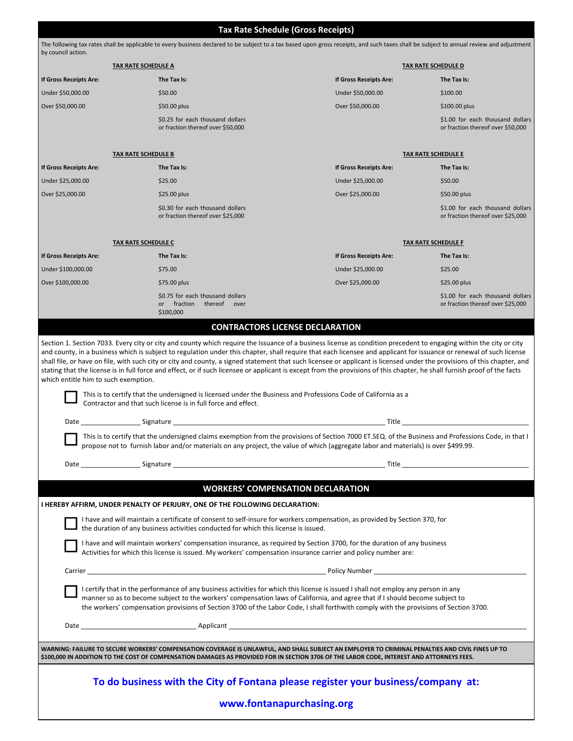## Tax Rate Schedule (Gross Receipts)

The following tax rates shall be applicable to every business declared to be subject to a tax based upon gross receipts, and such taxes shall be subject to annual review and adjustment by council action.

**TAX RATE SCHEDULE A**

| If Gross Receipts Are: | The Tax Is: |
|---|---|
| Under $50,000.00 | $50.00 |
| Over $50,000.00 | $50.00 plus $0.25 for each thousand dollars or fraction thereof over $50,000 |

**TAX RATE SCHEDULE B**

| If Gross Receipts Are: | The Tax Is: |
|---|---|
| Under $25,000.00 | $25.00 |
| Over $25,000.00 | $25.00 plus $0.30 for each thousand dollars or fraction thereof over $25,000 |

**TAX RATE SCHEDULE C**

| If Gross Receipts Are: | The Tax Is: |
|---|---|
| Under $100,000.00 | $75.00 |
| Over $100,000.00 | $75.00 plus $0.75 for each thousand dollars or fraction thereof over $100,000 |

**TAX RATE SCHEDULE D**

| If Gross Receipts Are: | The Tax Is: |
|---|---|
| Under $50,000.00 | $100.00 |
| Over $50,000.00 | $100.00 plus $1.00 for each thousand dollars or fraction thereof over $50,000 |

**TAX RATE SCHEDULE E**

| If Gross Receipts Are: | The Tax Is: |
|---|---|
| Under $25,000.00 | $50.00 |
| Over $25,000.00 | $50.00 plus $1.00 for each thousand dollars or fraction thereof over $25,000 |

**TAX RATE SCHEDULE F**

| If Gross Receipts Are: | The Tax Is: |
|---|---|
| Under $25,000.00 | $25.00 |
| Over $25,000.00 | $25.00 plus $1.00 for each thousand dollars or fraction thereof over $25,000 |

## CONTRACTORS LICENSE DECLARATION

Section 1. Section 7033. Every city or city and county which require the Issuance of a business license as condition precedent to engaging within the city or city and county, in a business which is subject to regulation under this chapter, shall require that each licensee and applicant for issuance or renewal of such license shall file, or have on file, with such city or city and county, a signed statement that such licensee or applicant is licensed under the provisions of this chapter, and stating that the license is in full force and effect, or if such licensee or applicant is except from the provisions of this chapter, he shall furnish proof of the facts which entitle him to such exemption.

☐ This is to certify that the undersigned is licensed under the Business and Professions Code of California as a Contractor and that such license is in full force and effect.

Date ________________ Signature ____________________________________________ Title ____________________________

☐ This is to certify that the undersigned claims exemption from the provisions of Section 7000 ET.SEQ. of the Business and Professions Code, in that I propose not to furnish labor and/or materials on any project, the value of which (aggregate labor and materials) is over $499.99.

Date ________________ Signature ____________________________________________ Title ____________________________

## WORKERS' COMPENSATION DECLARATION

**I HEREBY AFFIRM, UNDER PENALTY OF PERJURY, ONE OF THE FOLLOWING DECLARATION:**

☐ I have and will maintain a certificate of consent to self-insure for workers compensation, as provided by Section 370, for the duration of any business activities conducted for which this license is issued.

☐ I have and will maintain workers' compensation insurance, as required by Section 3700, for the duration of any business Activities for which this license is issued. My workers' compensation insurance carrier and policy number are:

Carrier ____________________________________________ Policy Number ____________________________

☐ I certify that in the performance of any business activities for which this license is issued I shall not employ any person in any manner so as to become subject to the workers' compensation laws of California, and agree that if I should become subject to the workers' compensation provisions of Section 3700 of the Labor Code, I shall forthwith comply with the provisions of Section 3700.

Date ______________________ Applicant ____________________________________________________

**WARNING: FAILURE TO SECURE WORKERS' COMPENSATION COVERAGE IS UNLAWFUL, AND SHALL SUBJECT AN EMPLOYER TO CRIMINAL PENALTIES AND CIVIL FINES UP TO $100,000 IN ADDITION TO THE COST OF COMPENSATION DAMAGES AS PROVIDED FOR IN SECTION 3706 OF THE LABOR CODE, INTEREST AND ATTORNEYS FEES.**

**To do business with the City of Fontana please register your business/company at:**

**www.fontanapurchasing.org**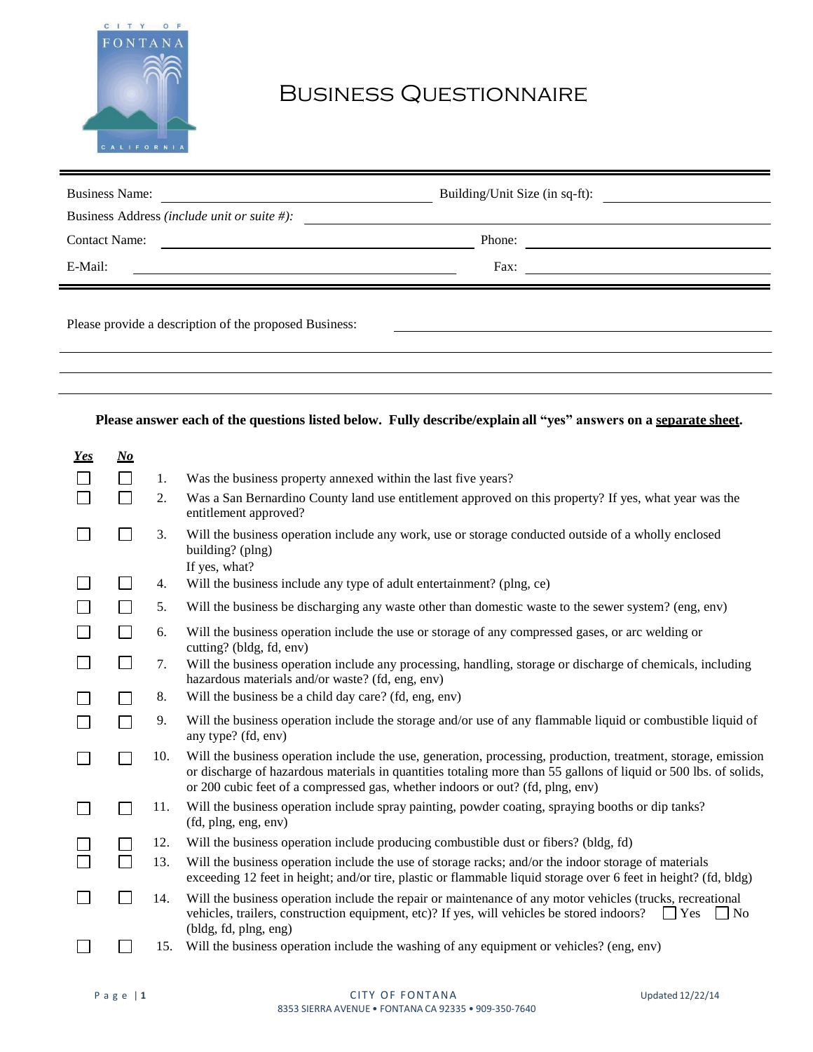# Business Questionnaire

CITY OF FONTANA CALIFORNIA

---

Business Name: ______________________ Building/Unit Size (in sq-ft): ______________

Business Address *(include unit or suite #)*: ______________________________

Contact Name: ______________________ Phone: ______________________

E-Mail: ______________________ Fax: ______________________

---

Please provide a description of the proposed Business: ______________________________

______________________________________________________________________

______________________________________________________________________

______________________________________________________________________

**Please answer each of the questions listed below. Fully describe/explain all "yes" answers on a separate sheet.**

| ***Yes*** | ***No*** | | |
|---|---|---|---|
| ☐ | ☐ | 1. | Was the business property annexed within the last five years? |
| ☐ | ☐ | 2. | Was a San Bernardino County land use entitlement approved on this property? If yes, what year was the entitlement approved? |
| ☐ | ☐ | 3. | Will the business operation include any work, use or storage conducted outside of a wholly enclosed building? (plng) If yes, what? |
| ☐ | ☐ | 4. | Will the business include any type of adult entertainment? (plng, ce) |
| ☐ | ☐ | 5. | Will the business be discharging any waste other than domestic waste to the sewer system? (eng, env) |
| ☐ | ☐ | 6. | Will the business operation include the use or storage of any compressed gases, or arc welding or cutting? (bldg, fd, env) |
| ☐ | ☐ | 7. | Will the business operation include any processing, handling, storage or discharge of chemicals, including hazardous materials and/or waste? (fd, eng, env) |
| ☐ | ☐ | 8. | Will the business be a child day care? (fd, eng, env) |
| ☐ | ☐ | 9. | Will the business operation include the storage and/or use of any flammable liquid or combustible liquid of any type? (fd, env) |
| ☐ | ☐ | 10. | Will the business operation include the use, generation, processing, production, treatment, storage, emission or discharge of hazardous materials in quantities totaling more than 55 gallons of liquid or 500 lbs. of solids, or 200 cubic feet of a compressed gas, whether indoors or out? (fd, plng, env) |
| ☐ | ☐ | 11. | Will the business operation include spray painting, powder coating, spraying booths or dip tanks? (fd, plng, eng, env) |
| ☐ | ☐ | 12. | Will the business operation include producing combustible dust or fibers? (bldg, fd) |
| ☐ | ☐ | 13. | Will the business operation include the use of storage racks; and/or the indoor storage of materials exceeding 12 feet in height; and/or tire, plastic or flammable liquid storage over 6 feet in height? (fd, bldg) |
| ☐ | ☐ | 14. | Will the business operation include the repair or maintenance of any motor vehicles (trucks, recreational vehicles, trailers, construction equipment, etc)? If yes, will vehicles be stored indoors? ☐ Yes ☐ No (bldg, fd, plng, eng) |
| ☐ | ☐ | 15. | Will the business operation include the washing of any equipment or vehicles? (eng, env) |

CITY OF FONTANA
8353 SIERRA AVENUE • FONTANA CA 92335 • 909-350-7640

Updated 12/22/14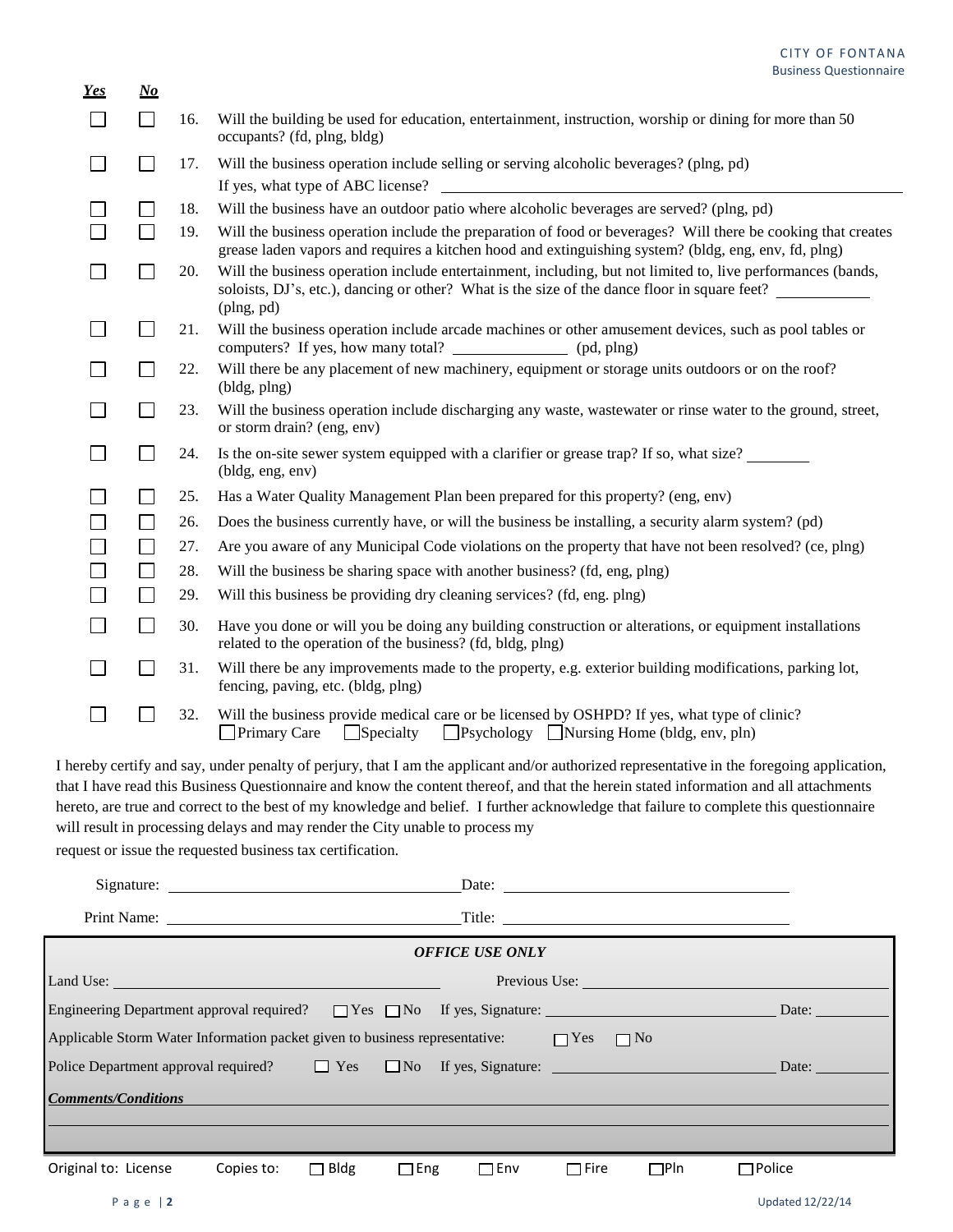| *Yes* | *No* | | |
|---|---|---|---|
| ☐ | ☐ | 16. | Will the building be used for education, entertainment, instruction, worship or dining for more than 50 occupants? (fd, plng, bldg) |
| ☐ | ☐ | 17. | Will the business operation include selling or serving alcoholic beverages? (plng, pd) If yes, what type of ABC license? ______________ |
| ☐ | ☐ | 18. | Will the business have an outdoor patio where alcoholic beverages are served? (plng, pd) |
| ☐ | ☐ | 19. | Will the business operation include the preparation of food or beverages? Will there be cooking that creates grease laden vapors and requires a kitchen hood and extinguishing system? (bldg, eng, env, fd, plng) |
| ☐ | ☐ | 20. | Will the business operation include entertainment, including, but not limited to, live performances (bands, soloists, DJ's, etc.), dancing or other? What is the size of the dance floor in square feet? ________ (plng, pd) |
| ☐ | ☐ | 21. | Will the business operation include arcade machines or other amusement devices, such as pool tables or computers? If yes, how many total? ________ (pd, plng) |
| ☐ | ☐ | 22. | Will there be any placement of new machinery, equipment or storage units outdoors or on the roof? (bldg, plng) |
| ☐ | ☐ | 23. | Will the business operation include discharging any waste, wastewater or rinse water to the ground, street, or storm drain? (eng, env) |
| ☐ | ☐ | 24. | Is the on-site sewer system equipped with a clarifier or grease trap? If so, what size? ________ (bldg, eng, env) |
| ☐ | ☐ | 25. | Has a Water Quality Management Plan been prepared for this property? (eng, env) |
| ☐ | ☐ | 26. | Does the business currently have, or will the business be installing, a security alarm system? (pd) |
| ☐ | ☐ | 27. | Are you aware of any Municipal Code violations on the property that have not been resolved? (ce, plng) |
| ☐ | ☐ | 28. | Will the business be sharing space with another business? (fd, eng, plng) |
| ☐ | ☐ | 29. | Will this business be providing dry cleaning services? (fd, eng. plng) |
| ☐ | ☐ | 30. | Have you done or will you be doing any building construction or alterations, or equipment installations related to the operation of the business? (fd, bldg, plng) |
| ☐ | ☐ | 31. | Will there be any improvements made to the property, e.g. exterior building modifications, parking lot, fencing, paving, etc. (bldg, plng) |
| ☐ | ☐ | 32. | Will the business provide medical care or be licensed by OSHPD? If yes, what type of clinic? ☐ Primary Care ☐ Specialty ☐ Psychology ☐ Nursing Home (bldg, env, pln) |

I hereby certify and say, under penalty of perjury, that I am the applicant and/or authorized representative in the foregoing application, that I have read this Business Questionnaire and know the content thereof, and that the herein stated information and all attachments hereto, are true and correct to the best of my knowledge and belief. I further acknowledge that failure to complete this questionnaire will result in processing delays and may render the City unable to process my request or issue the requested business tax certification.

Signature: ______________________ Date: ______________________

Print Name: ______________________ Title: ______________________

***OFFICE USE ONLY***

Land Use: ______________________ Previous Use: ______________________

Engineering Department approval required? ☐ Yes ☐ No If yes, Signature: ______________________ Date: ________

Applicable Storm Water Information packet given to business representative: ☐ Yes ☐ No

Police Department approval required? ☐ Yes ☐ No If yes, Signature: ______________________ Date: ________

***Comments/Conditions***

______________________

Original to: License Copies to: ☐ Bldg ☐ Eng ☐ Env ☐ Fire ☐ Pln ☐ Police